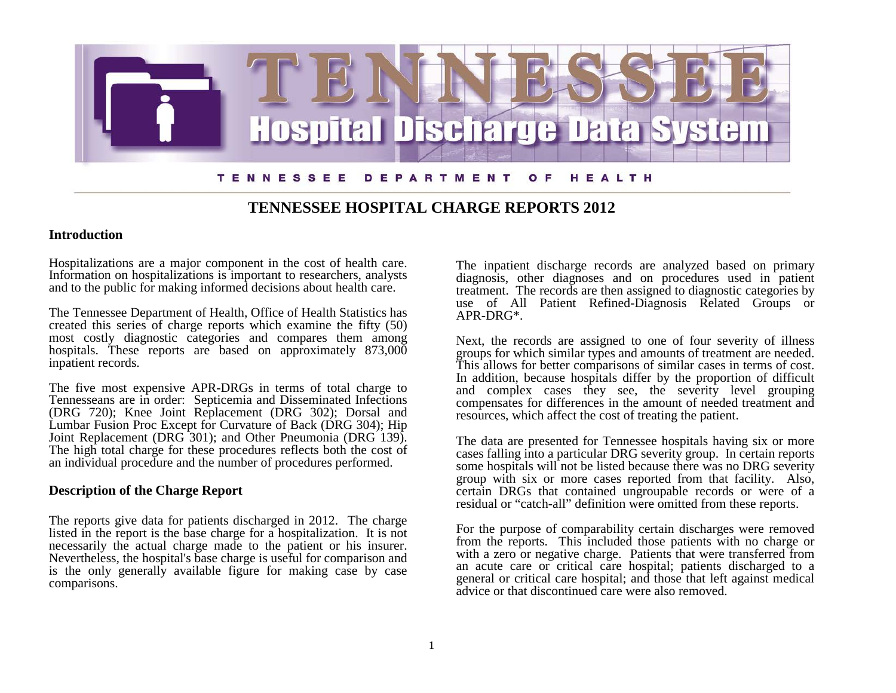# TENNESSEE

## Hospital Discharge Data System

TENNESSEE DEPARTMENT OF HEALTH

## TENNESSEE HOSPITAL CHARGE REPORTS 2012

### Introduction

Hospitalizations are a major component in the cost of health care. Information on hospitalizations is important to researchers, analysts and to the public for making informed decisions about health care.

The Tennessee Department of Health, Office of Health Statistics has created this series of charge reports which examine the fifty (50) most costly diagnostic categories and compares them among hospitals. These reports are based on approximately 873,000 inpatient records.

The five most expensive APR-DRGs in terms of total charge to Tennesseans are in order: Septicemia and Disseminated Infections (DRG 720); Knee Joint Replacement (DRG 302); Dorsal and Lumbar Fusion Proc Except for Curvature of Back (DRG 304); Hip Joint Replacement (DRG 301); and Other Pneumonia (DRG 139). The high total charge for these procedures reflects both the cost of an individual procedure and the number of procedures performed.

### Description of the Charge Report

The reports give data for patients discharged in 2012. The charge listed in the report is the base charge for a hospitalization. It is not necessarily the actual charge made to the patient or his insurer. Nevertheless, the hospital's base charge is useful for comparison and is the only generally available figure for making case by case comparisons.

The inpatient discharge records are analyzed based on primary diagnosis, other diagnoses and on procedures used in patient treatment. The records are then assigned to diagnostic categories by use of All Patient Refined-Diagnosis Related Groups or APR-DRG*.

Next, the records are assigned to one of four severity of illness groups for which similar types and amounts of treatment are needed. This allows for better comparisons of similar cases in terms of cost. In addition, because hospitals differ by the proportion of difficult and complex cases they see, the severity level grouping compensates for differences in the amount of needed treatment and resources, which affect the cost of treating the patient.

The data are presented for Tennessee hospitals having six or more cases falling into a particular DRG severity group. In certain reports some hospitals will not be listed because there was no DRG severity group with six or more cases reported from that facility. Also, certain DRGs that contained ungroupable records or were of a residual or "catch-all" definition were omitted from these reports.

For the purpose of comparability certain discharges were removed from the reports. This included those patients with no charge or with a zero or negative charge. Patients that were transferred from an acute care or critical care hospital; patients discharged to a general or critical care hospital; and those that left against medical advice or that discontinued care were also removed.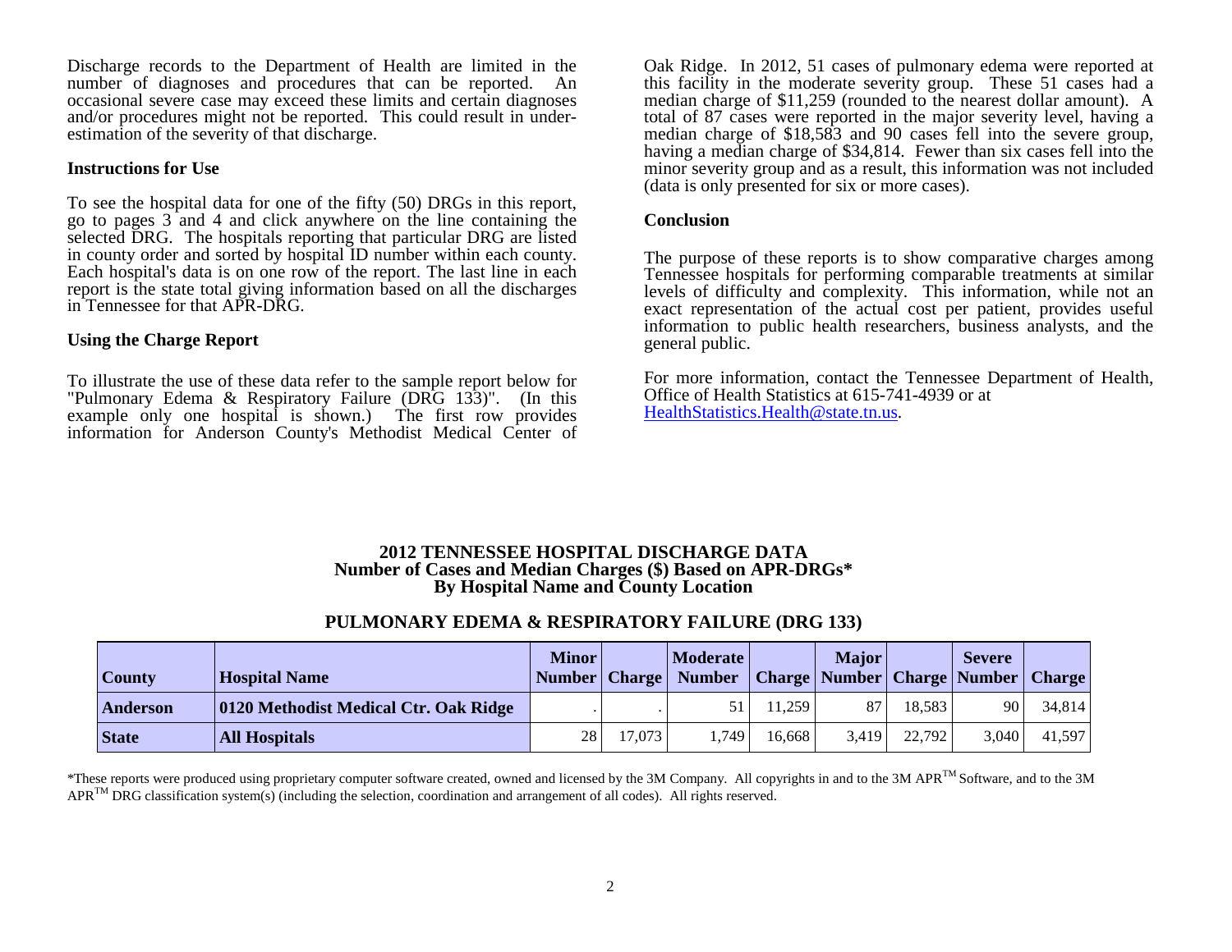Discharge records to the Department of Health are limited in the number of diagnoses and procedures that can be reported. An occasional severe case may exceed these limits and certain diagnoses and/or procedures might not be reported. This could result in under-estimation of the severity of that discharge.

**Instructions for Use**

To see the hospital data for one of the fifty (50) DRGs in this report, go to pages 3 and 4 and click anywhere on the line containing the selected DRG. The hospitals reporting that particular DRG are listed in county order and sorted by hospital ID number within each county. Each hospital's data is on one row of the report. The last line in each report is the state total giving information based on all the discharges in Tennessee for that APR-DRG.

**Using the Charge Report**

To illustrate the use of these data refer to the sample report below for "Pulmonary Edema & Respiratory Failure (DRG 133)". (In this example only one hospital is shown.) The first row provides information for Anderson County's Methodist Medical Center of Oak Ridge. In 2012, 51 cases of pulmonary edema were reported at this facility in the moderate severity group. These 51 cases had a median charge of $11,259 (rounded to the nearest dollar amount). A total of 87 cases were reported in the major severity level, having a median charge of $18,583 and 90 cases fell into the severe group, having a median charge of $34,814. Fewer than six cases fell into the minor severity group and as a result, this information was not included (data is only presented for six or more cases).

**Conclusion**

The purpose of these reports is to show comparative charges among Tennessee hospitals for performing comparable treatments at similar levels of difficulty and complexity. This information, while not an exact representation of the actual cost per patient, provides useful information to public health researchers, business analysts, and the general public.

For more information, contact the Tennessee Department of Health, Office of Health Statistics at 615-741-4939 or at HealthStatistics.Health@state.tn.us.

**2012 TENNESSEE HOSPITAL DISCHARGE DATA**
**Number of Cases and Median Charges ($) Based on APR-DRGs***
**By Hospital Name and County Location**

**PULMONARY EDEMA & RESPIRATORY FAILURE (DRG 133)**

| County | Hospital Name | Minor Number | Charge | Moderate Number | Charge | Major Number | Charge | Severe Number | Charge |
|---|---|---|---|---|---|---|---|---|---|
| **Anderson** | **0120 Methodist Medical Ctr. Oak Ridge** | . | . | 51 | 11,259 | 87 | 18,583 | 90 | 34,814 |
| **State** | **All Hospitals** | 28 | 17,073 | 1,749 | 16,668 | 3,419 | 22,792 | 3,040 | 41,597 |

*These reports were produced using proprietary computer software created, owned and licensed by the 3M Company. All copyrights in and to the 3M APR™ Software, and to the 3M APR™ DRG classification system(s) (including the selection, coordination and arrangement of all codes). All rights reserved.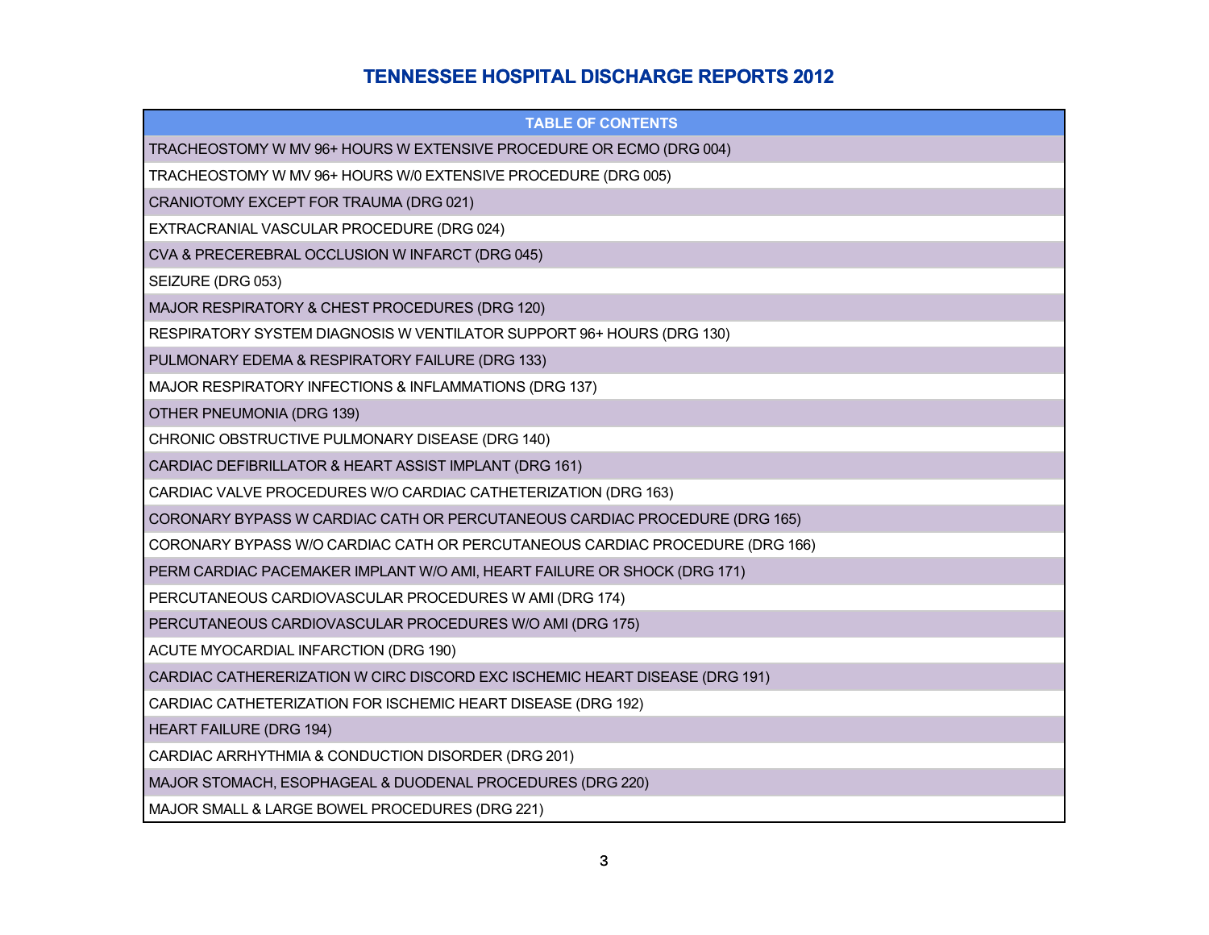# TENNESSEE HOSPITAL DISCHARGE REPORTS 2012

| TABLE OF CONTENTS |
|---|
| TRACHEOSTOMY W MV 96+ HOURS W EXTENSIVE PROCEDURE OR ECMO (DRG 004) |
| TRACHEOSTOMY W MV 96+ HOURS W/0 EXTENSIVE PROCEDURE (DRG 005) |
| CRANIOTOMY EXCEPT FOR TRAUMA (DRG 021) |
| EXTRACRANIAL VASCULAR PROCEDURE (DRG 024) |
| CVA & PRECEREBRAL OCCLUSION W INFARCT (DRG 045) |
| SEIZURE (DRG 053) |
| MAJOR RESPIRATORY & CHEST PROCEDURES (DRG 120) |
| RESPIRATORY SYSTEM DIAGNOSIS W VENTILATOR SUPPORT 96+ HOURS (DRG 130) |
| PULMONARY EDEMA & RESPIRATORY FAILURE (DRG 133) |
| MAJOR RESPIRATORY INFECTIONS & INFLAMMATIONS (DRG 137) |
| OTHER PNEUMONIA (DRG 139) |
| CHRONIC OBSTRUCTIVE PULMONARY DISEASE (DRG 140) |
| CARDIAC DEFIBRILLATOR & HEART ASSIST IMPLANT (DRG 161) |
| CARDIAC VALVE PROCEDURES W/O CARDIAC CATHETERIZATION (DRG 163) |
| CORONARY BYPASS W CARDIAC CATH OR PERCUTANEOUS CARDIAC PROCEDURE (DRG 165) |
| CORONARY BYPASS W/O CARDIAC CATH OR PERCUTANEOUS CARDIAC PROCEDURE (DRG 166) |
| PERM CARDIAC PACEMAKER IMPLANT W/O AMI, HEART FAILURE OR SHOCK (DRG 171) |
| PERCUTANEOUS CARDIOVASCULAR PROCEDURES W AMI (DRG 174) |
| PERCUTANEOUS CARDIOVASCULAR PROCEDURES W/O AMI (DRG 175) |
| ACUTE MYOCARDIAL INFARCTION (DRG 190) |
| CARDIAC CATHERERIZATION W CIRC DISCORD EXC ISCHEMIC HEART DISEASE (DRG 191) |
| CARDIAC CATHETERIZATION FOR ISCHEMIC HEART DISEASE (DRG 192) |
| HEART FAILURE (DRG 194) |
| CARDIAC ARRHYTHMIA & CONDUCTION DISORDER (DRG 201) |
| MAJOR STOMACH, ESOPHAGEAL & DUODENAL PROCEDURES (DRG 220) |
| MAJOR SMALL & LARGE BOWEL PROCEDURES (DRG 221) |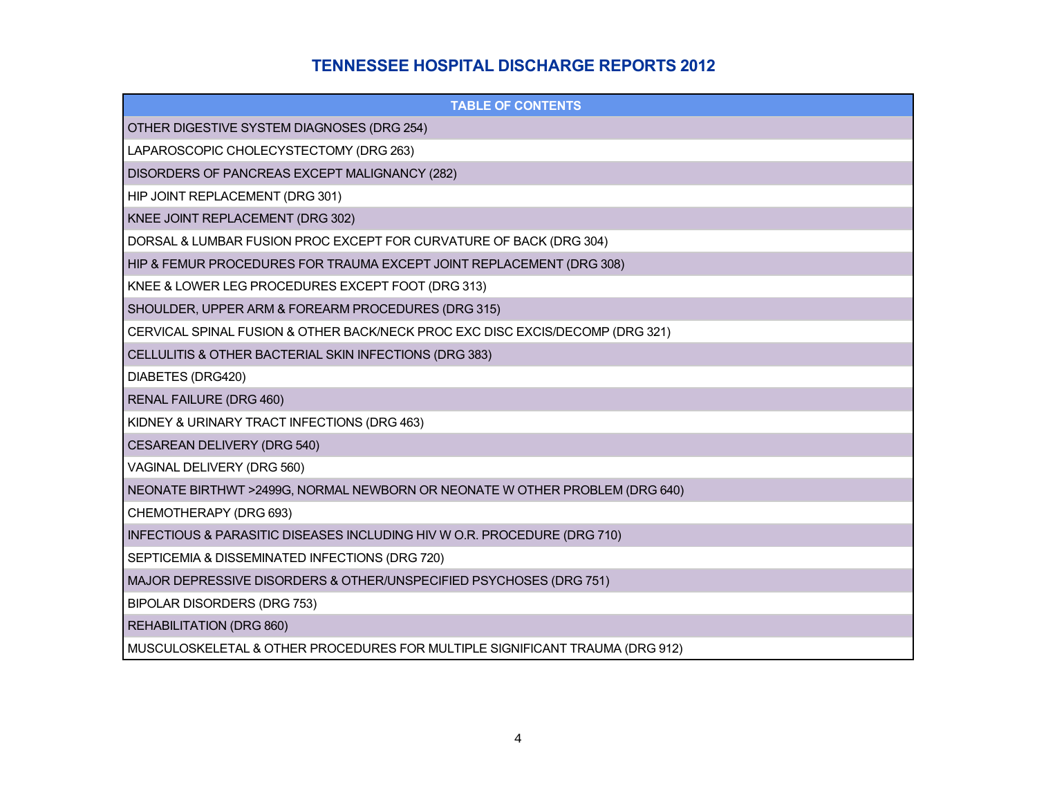# TENNESSEE HOSPITAL DISCHARGE REPORTS 2012

| TABLE OF CONTENTS |
| --- |
| OTHER DIGESTIVE SYSTEM DIAGNOSES (DRG 254) |
| LAPAROSCOPIC CHOLECYSTECTOMY (DRG 263) |
| DISORDERS OF PANCREAS EXCEPT MALIGNANCY (282) |
| HIP JOINT REPLACEMENT (DRG 301) |
| KNEE JOINT REPLACEMENT (DRG 302) |
| DORSAL & LUMBAR FUSION PROC EXCEPT FOR CURVATURE OF BACK (DRG 304) |
| HIP & FEMUR PROCEDURES FOR TRAUMA EXCEPT JOINT REPLACEMENT (DRG 308) |
| KNEE & LOWER LEG PROCEDURES EXCEPT FOOT (DRG 313) |
| SHOULDER, UPPER ARM & FOREARM PROCEDURES (DRG 315) |
| CERVICAL SPINAL FUSION & OTHER BACK/NECK PROC EXC DISC EXCIS/DECOMP (DRG 321) |
| CELLULITIS & OTHER BACTERIAL SKIN INFECTIONS (DRG 383) |
| DIABETES (DRG420) |
| RENAL FAILURE (DRG 460) |
| KIDNEY & URINARY TRACT INFECTIONS (DRG 463) |
| CESAREAN DELIVERY (DRG 540) |
| VAGINAL DELIVERY (DRG 560) |
| NEONATE BIRTHWT >2499G, NORMAL NEWBORN OR NEONATE W OTHER PROBLEM (DRG 640) |
| CHEMOTHERAPY (DRG 693) |
| INFECTIOUS & PARASITIC DISEASES INCLUDING HIV W O.R. PROCEDURE (DRG 710) |
| SEPTICEMIA & DISSEMINATED INFECTIONS (DRG 720) |
| MAJOR DEPRESSIVE DISORDERS & OTHER/UNSPECIFIED PSYCHOSES (DRG 751) |
| BIPOLAR DISORDERS (DRG 753) |
| REHABILITATION (DRG 860) |
| MUSCULOSKELETAL & OTHER PROCEDURES FOR MULTIPLE SIGNIFICANT TRAUMA (DRG 912) |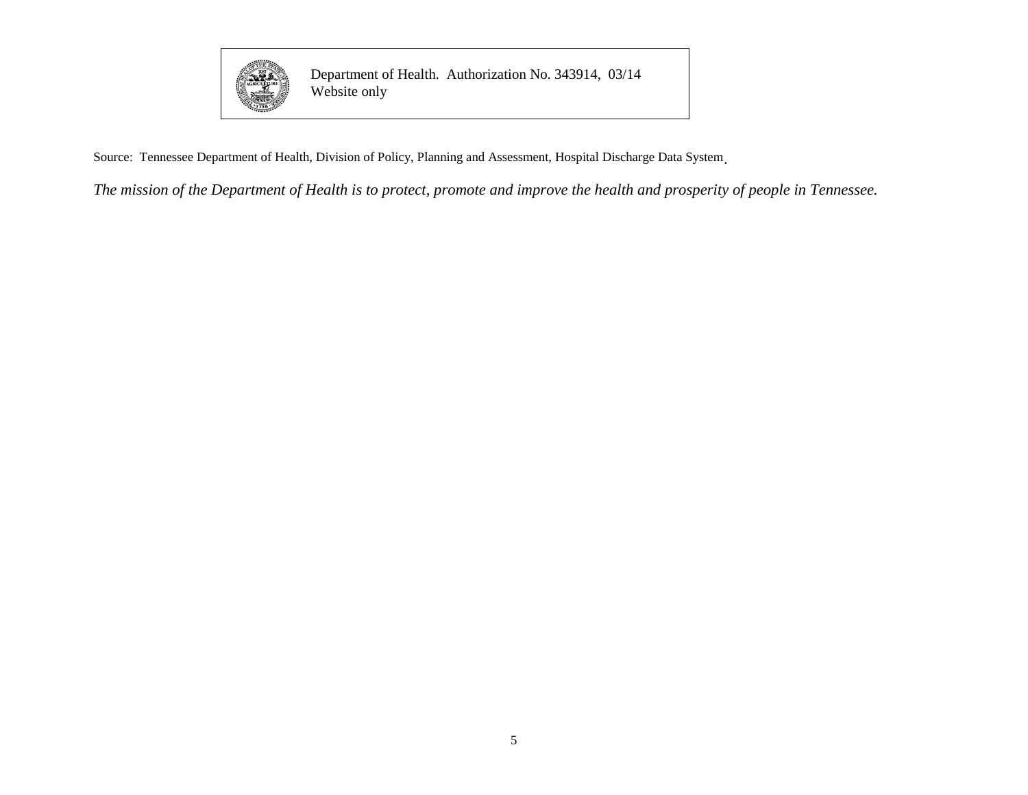Department of Health. Authorization No. 343914, 03/14
Website only

Source: Tennessee Department of Health, Division of Policy, Planning and Assessment, Hospital Discharge Data System.

*The mission of the Department of Health is to protect, promote and improve the health and prosperity of people in Tennessee.*